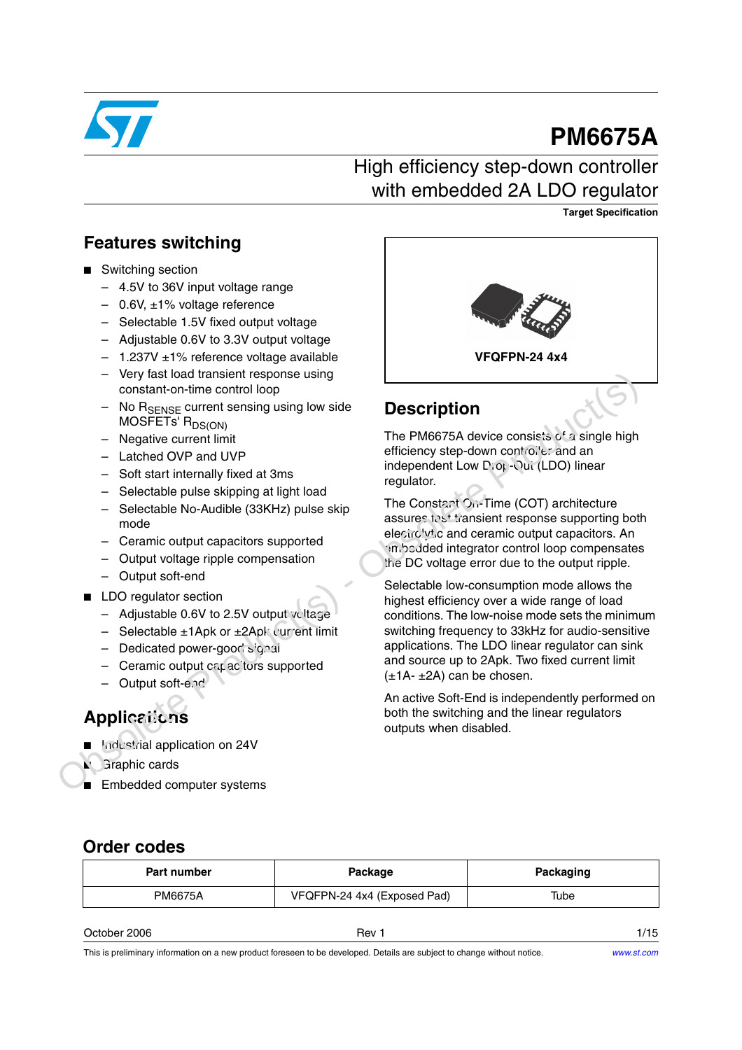# PM6675A

## High efficiency step-down controller with embedded 2A LDO regulator

**Target Specification**

## Features switching

- Switching section
  - 4.5V to 36V input voltage range
  - 0.6V, ±1% voltage reference
  - Selectable 1.5V fixed output voltage
  - Adjustable 0.6V to 3.3V output voltage
  - 1.237V ±1% reference voltage available
  - Very fast load transient response using constant-on-time control loop
  - No $R_{SENSE}$ current sensing using low side MOSFETs' $R_{DS(ON)}$
  - Negative current limit
  - Latched OVP and UVP
  - Soft start internally fixed at 3ms
  - Selectable pulse skipping at light load
  - Selectable No-Audible (33KHz) pulse skip mode
  - Ceramic output capacitors supported
  - Output voltage ripple compensation
  - Output soft-end
- LDO regulator section
  - Adjustable 0.6V to 2.5V output voltage
  - Selectable ±1Apk or ±2Apk current limit
  - Dedicated power-good signal
  - Ceramic output capacitors supported
  - Output soft-end

## Applications

- Industrial application on 24V
- Graphic cards
- Embedded computer systems

VFQFPN-24 4x4

## Description

The PM6675A device consists of a single high efficiency step-down controller and an independent Low Drop-Out (LDO) linear regulator.

The Constant On-Time (COT) architecture assures fast transient response supporting both electrolytic and ceramic output capacitors. An embedded integrator control loop compensates the DC voltage error due to the output ripple.

Selectable low-consumption mode allows the highest efficiency over a wide range of load conditions. The low-noise mode sets the minimum switching frequency to 33kHz for audio-sensitive applications. The LDO linear regulator can sink and source up to 2Apk. Two fixed current limit (±1A- ±2A) can be chosen.

An active Soft-End is independently performed on both the switching and the linear regulators outputs when disabled.

## Order codes

| Part number | Package | Packaging |
|---|---|---|
| PM6675A | VFQFPN-24 4x4 (Exposed Pad) | Tube |

October 2006 Rev 1

This is preliminary information on a new product foreseen to be developed. Details are subject to change without notice.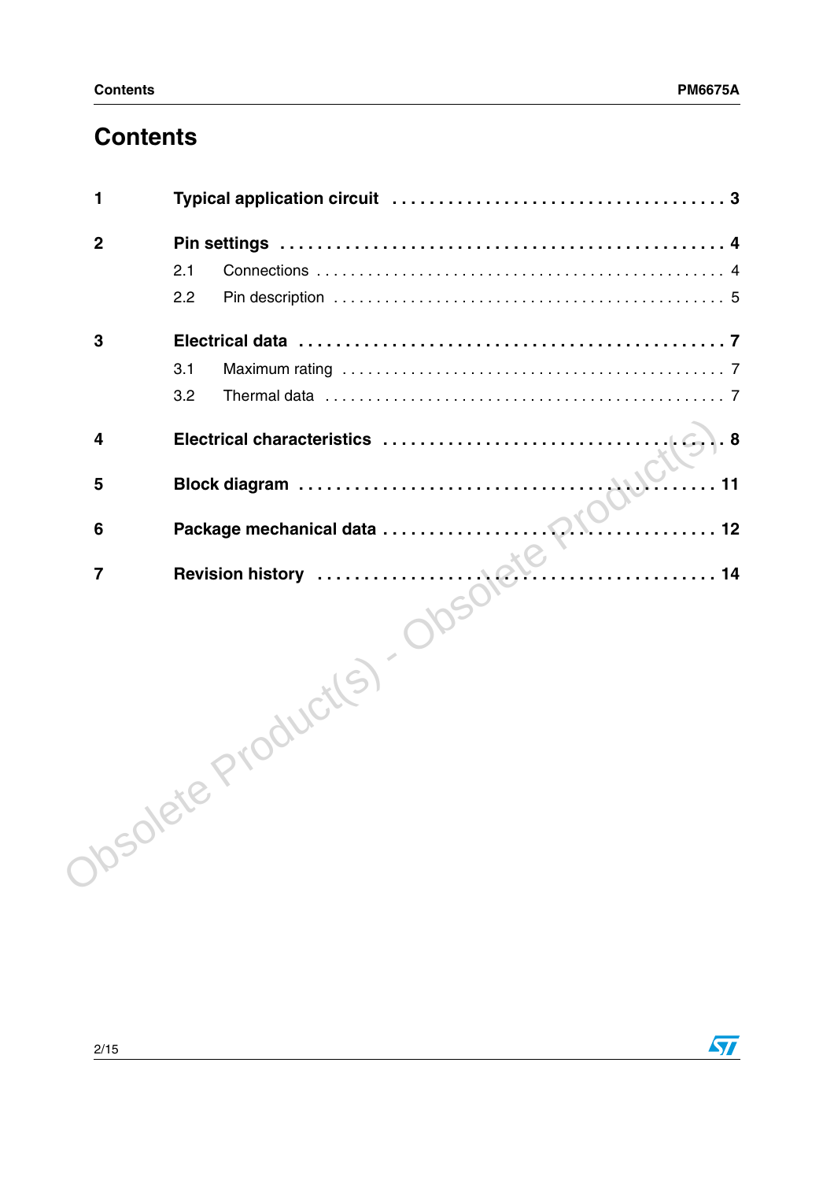# Contents

| | | |
|---|---|---|
| **1** | **Typical application circuit** | **3** |
| **2** | **Pin settings** | **4** |
| | 2.1 Connections | 4 |
| | 2.2 Pin description | 5 |
| **3** | **Electrical data** | **7** |
| | 3.1 Maximum rating | 7 |
| | 3.2 Thermal data | 7 |
| **4** | **Electrical characteristics** | **8** |
| **5** | **Block diagram** | **11** |
| **6** | **Package mechanical data** | **12** |
| **7** | **Revision history** | **14** |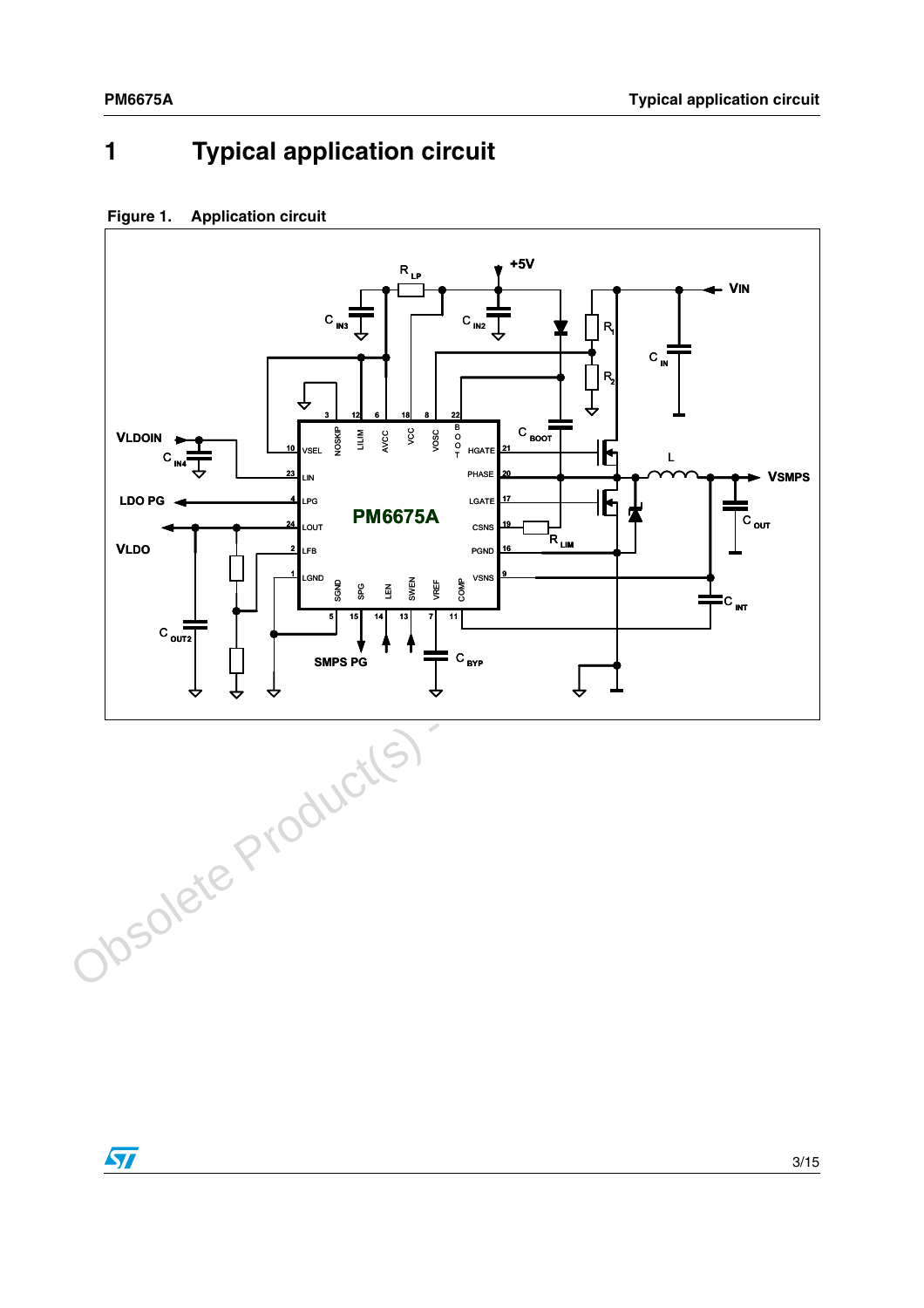# 1 Typical application circuit

**Figure 1. Application circuit**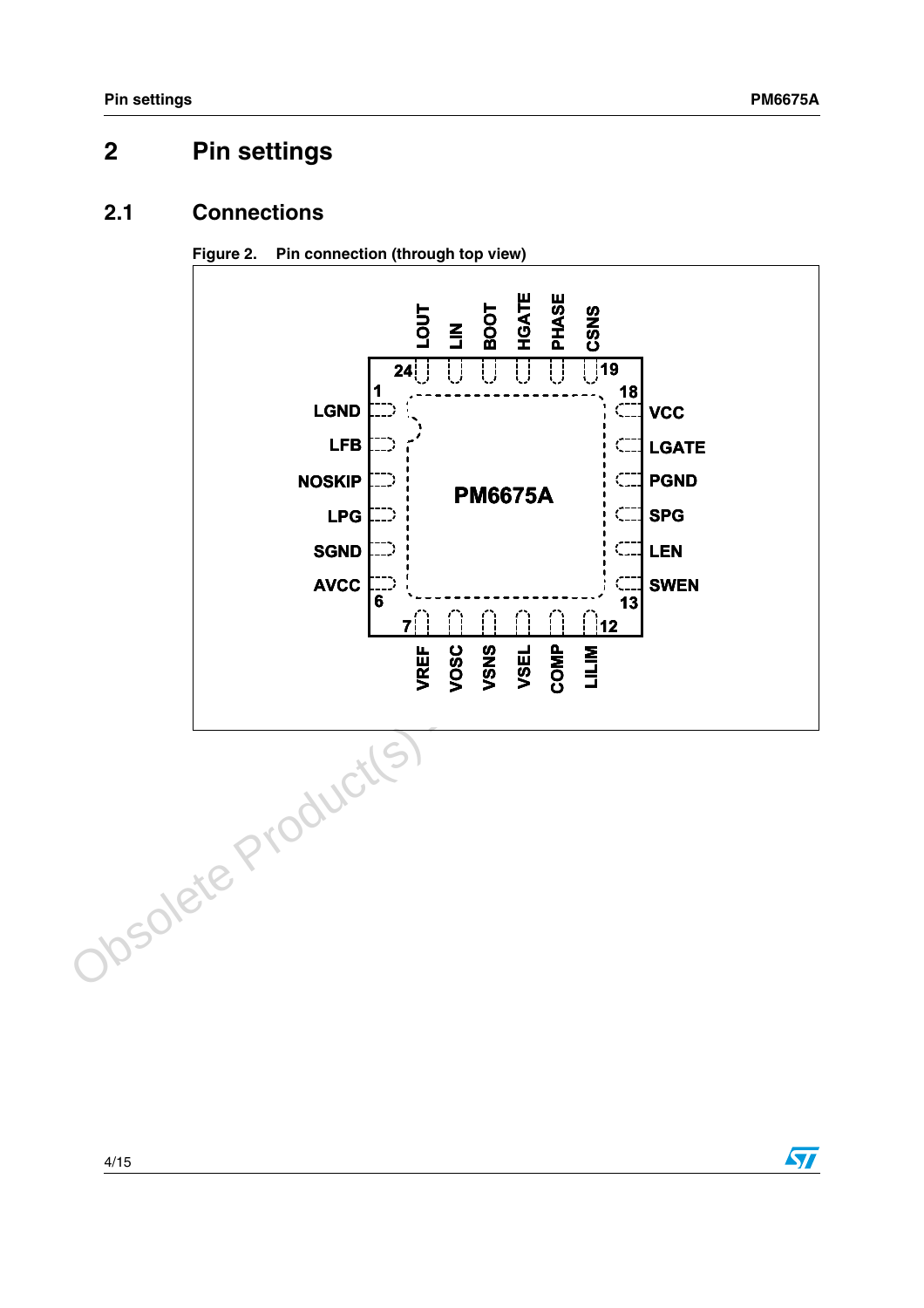# 2 Pin settings

## 2.1 Connections

Figure 2. Pin connection (through top view)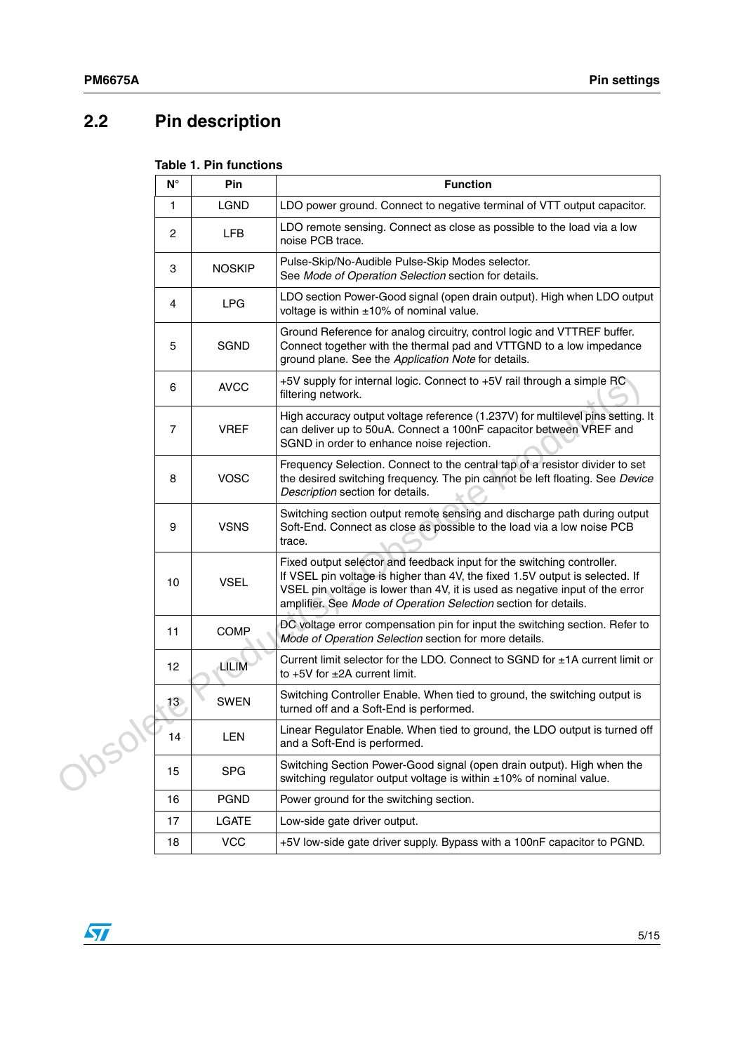## 2.2 Pin description

**Table 1. Pin functions**

| N° | Pin | Function |
|---|---|---|
| 1 | LGND | LDO power ground. Connect to negative terminal of VTT output capacitor. |
| 2 | LFB | LDO remote sensing. Connect as close as possible to the load via a low noise PCB trace. |
| 3 | NOSKIP | Pulse-Skip/No-Audible Pulse-Skip Modes selector. See *Mode of Operation Selection* section for details. |
| 4 | LPG | LDO section Power-Good signal (open drain output). High when LDO output voltage is within ±10% of nominal value. |
| 5 | SGND | Ground Reference for analog circuitry, control logic and VTTREF buffer. Connect together with the thermal pad and VTTGND to a low impedance ground plane. See the *Application Note* for details. |
| 6 | AVCC | +5V supply for internal logic. Connect to +5V rail through a simple RC filtering network. |
| 7 | VREF | High accuracy output voltage reference (1.237V) for multilevel pins setting. It can deliver up to 50uA. Connect a 100nF capacitor between VREF and SGND in order to enhance noise rejection. |
| 8 | VOSC | Frequency Selection. Connect to the central tap of a resistor divider to set the desired switching frequency. The pin cannot be left floating. See *Device Description* section for details. |
| 9 | VSNS | Switching section output remote sensing and discharge path during output Soft-End. Connect as close as possible to the load via a low noise PCB trace. |
| 10 | VSEL | Fixed output selector and feedback input for the switching controller. If VSEL pin voltage is higher than 4V, the fixed 1.5V output is selected. If VSEL pin voltage is lower than 4V, it is used as negative input of the error amplifier. See *Mode of Operation Selection* section for details. |
| 11 | COMP | DC voltage error compensation pin for input the switching section. Refer to *Mode of Operation Selection* section for more details. |
| 12 | LILIM | Current limit selector for the LDO. Connect to SGND for ±1A current limit or to +5V for ±2A current limit. |
| 13 | SWEN | Switching Controller Enable. When tied to ground, the switching output is turned off and a Soft-End is performed. |
| 14 | LEN | Linear Regulator Enable. When tied to ground, the LDO output is turned off and a Soft-End is performed. |
| 15 | SPG | Switching Section Power-Good signal (open drain output). High when the switching regulator output voltage is within ±10% of nominal value. |
| 16 | PGND | Power ground for the switching section. |
| 17 | LGATE | Low-side gate driver output. |
| 18 | VCC | +5V low-side gate driver supply. Bypass with a 100nF capacitor to PGND. |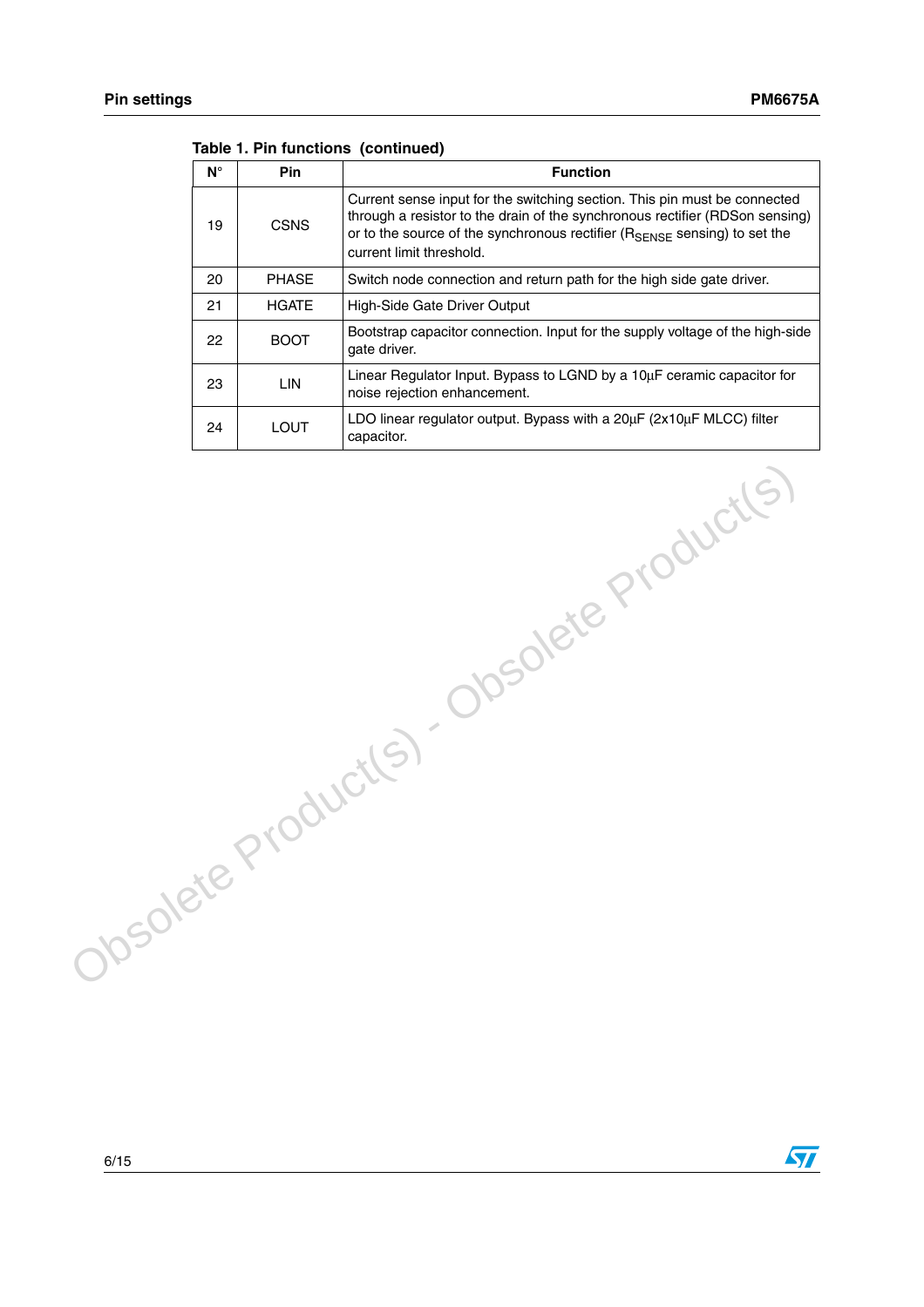Table 1. Pin functions (continued)

| N° | Pin | Function |
|---|---|---|
| 19 | CSNS | Current sense input for the switching section. This pin must be connected through a resistor to the drain of the synchronous rectifier (RDSon sensing) or to the source of the synchronous rectifier ($R_{SENSE}$ sensing) to set the current limit threshold. |
| 20 | PHASE | Switch node connection and return path for the high side gate driver. |
| 21 | HGATE | High-Side Gate Driver Output |
| 22 | BOOT | Bootstrap capacitor connection. Input for the supply voltage of the high-side gate driver. |
| 23 | LIN | Linear Regulator Input. Bypass to LGND by a 10µF ceramic capacitor for noise rejection enhancement. |
| 24 | LOUT | LDO linear regulator output. Bypass with a 20µF (2x10µF MLCC) filter capacitor. |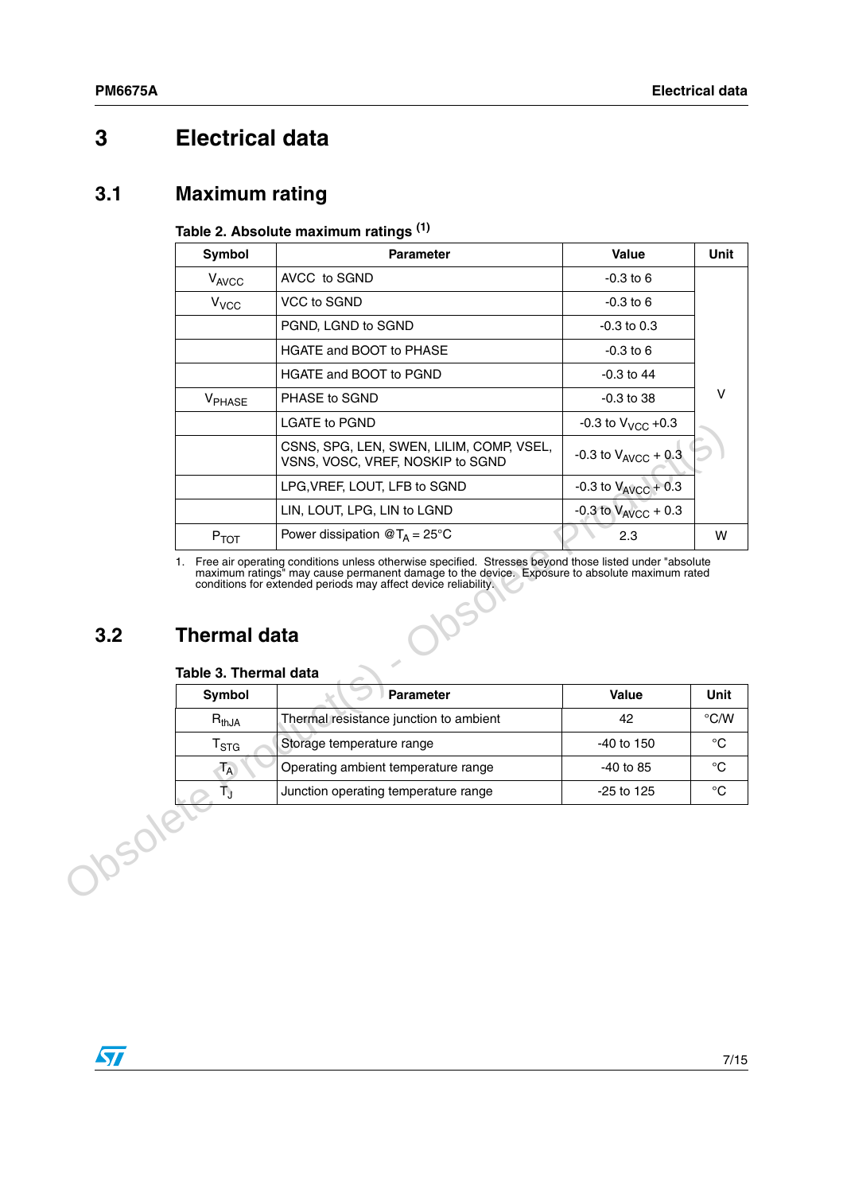# 3 Electrical data

## 3.1 Maximum rating

**Table 2. Absolute maximum ratings [(1)]**

| Symbol | Parameter | Value | Unit |
|---|---|---|---|
| $V_{AVCC}$ | AVCC to SGND | -0.3 to 6 | V |
| $V_{VCC}$ | VCC to SGND | -0.3 to 6 | |
| | PGND, LGND to SGND | -0.3 to 0.3 | |
| | HGATE and BOOT to PHASE | -0.3 to 6 | |
| | HGATE and BOOT to PGND | -0.3 to 44 | |
| $V_{PHASE}$ | PHASE to SGND | -0.3 to 38 | |
| | LGATE to PGND | -0.3 to $V_{VCC}$ +0.3 | |
| | CSNS, SPG, LEN, SWEN, LILIM, COMP, VSEL, VSNS, VOSC, VREF, NOSKIP to SGND | -0.3 to $V_{AVCC}$ + 0.3 | |
| | LPG,VREF, LOUT, LFB to SGND | -0.3 to $V_{AVCC}$ + 0.3 | |
| | LIN, LOUT, LPG, LIN to LGND | -0.3 to $V_{AVCC}$ + 0.3 | |
| $P_{TOT}$ | Power dissipation @$T_A$ = 25°C | 2.3 | W |

1. Free air operating conditions unless otherwise specified. Stresses beyond those listed under "absolute maximum ratings" may cause permanent damage to the device. Exposure to absolute maximum rated conditions for extended periods may affect device reliability.

## 3.2 Thermal data

**Table 3. Thermal data**

| Symbol | Parameter | Value | Unit |
|---|---|---|---|
| $R_{thJA}$ | Thermal resistance junction to ambient | 42 | °C/W |
| $T_{STG}$ | Storage temperature range | -40 to 150 | °C |
| $T_A$ | Operating ambient temperature range | -40 to 85 | °C |
| $T_J$ | Junction operating temperature range | -25 to 125 | °C |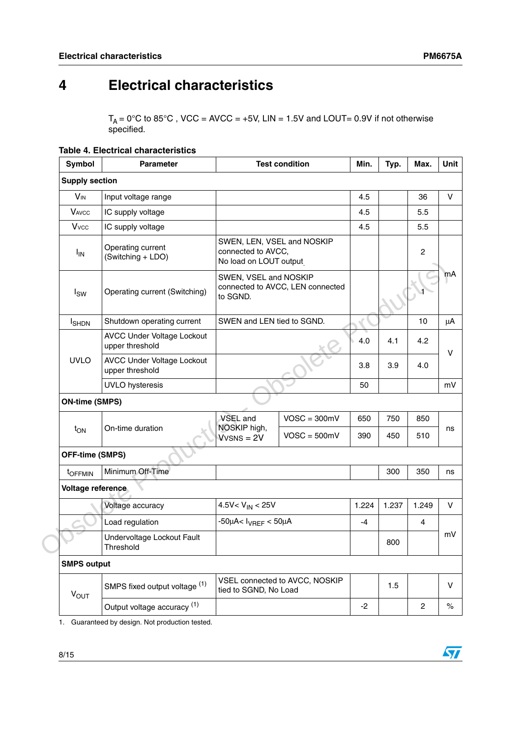# 4 Electrical characteristics

$T_A$ = 0°C to 85°C , VCC = AVCC = +5V, LIN = 1.5V and LOUT= 0.9V if not otherwise specified.

**Table 4. Electrical characteristics**

| Symbol | Parameter | Test condition | | Min. | Typ. | Max. | Unit |
|---|---|---|---|---|---|---|---|
| **Supply section** | | | | | | | |
| $V_{IN}$ | Input voltage range | | | 4.5 | | 36 | V |
| $V_{AVCC}$ | IC supply voltage | | | 4.5 | | 5.5 | |
| $V_{VCC}$ | IC supply voltage | | | 4.5 | | 5.5 | |
| $I_{IN}$ | Operating current (Switching + LDO) | SWEN, LEN, VSEL and NOSKIP connected to AVCC, No load on LOUT output | | | | 2 | mA |
| $I_{SW}$ | Operating current (Switching) | SWEN, VSEL and NOSKIP connected to AVCC, LEN connected to SGND. | | | | 1 | |
| $I_{SHDN}$ | Shutdown operating current | SWEN and LEN tied to SGND. | | | | 10 | µA |
| UVLO | AVCC Under Voltage Lockout upper threshold | | | 4.0 | 4.1 | 4.2 | V |
| | AVCC Under Voltage Lockout upper threshold | | | 3.8 | 3.9 | 4.0 | |
| | UVLO hysteresis | | | 50 | | | mV |
| **ON-time (SMPS)** | | | | | | | |
| $t_{ON}$ | On-time duration | VSEL and NOSKIP high, $V_{VSNS}$ = 2V | VOSC = 300mV | 650 | 750 | 850 | ns |
| | | | VOSC = 500mV | 390 | 450 | 510 | |
| **OFF-time (SMPS)** | | | | | | | |
| $t_{OFFMIN}$ | Minimum Off-Time | | | | 300 | 350 | ns |
| **Voltage reference** | | | | | | | |
| | Voltage accuracy | 4.5V< $V_{IN}$ < 25V | | 1.224 | 1.237 | 1.249 | V |
| | Load regulation | -50µA< $I_{VREF}$ < 50µA | | -4 | | 4 | mV |
| | Undervoltage Lockout Fault Threshold | | | | 800 | | |
| **SMPS output** | | | | | | | |
| $V_{OUT}$ | SMPS fixed output voltage (1) | VSEL connected to AVCC, NOSKIP tied to SGND, No Load | | | 1.5 | | V |
| | Output voltage accuracy (1) | | | -2 | | 2 | % |

1. Guaranteed by design. Not production tested.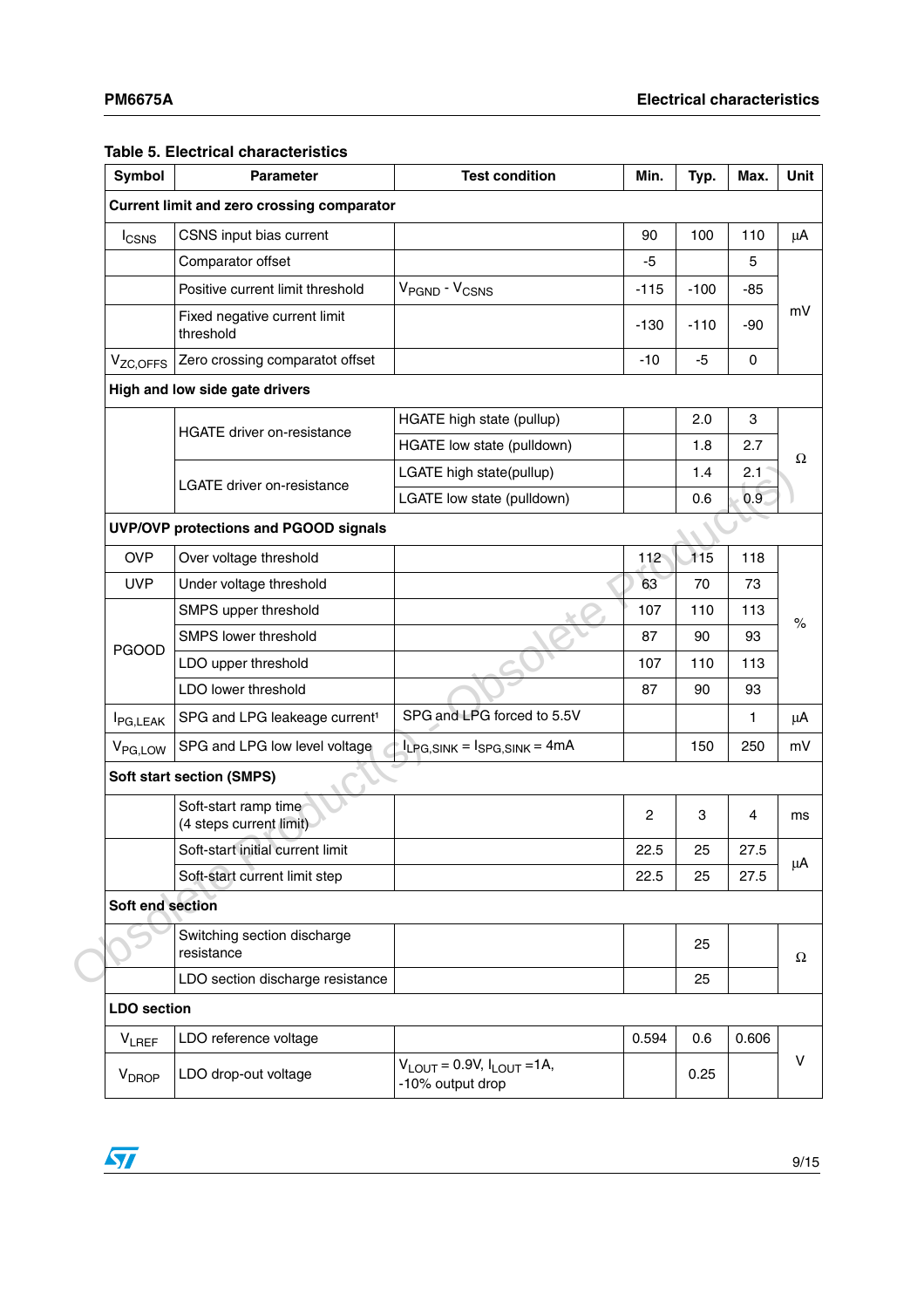**Table 5. Electrical characteristics**

| Symbol | Parameter | Test condition | Min. | Typ. | Max. | Unit |
|---|---|---|---|---|---|---|
| **Current limit and zero crossing comparator** | | | | | | |
| $I_{CSNS}$ | CSNS input bias current | | 90 | 100 | 110 | µA |
| | Comparator offset | | -5 | | 5 | mV |
| | Positive current limit threshold | $V_{PGND} - V_{CSNS}$ | -115 | -100 | -85 | mV |
| | Fixed negative current limit threshold | | -130 | -110 | -90 | mV |
| $V_{ZC,OFFS}$ | Zero crossing comparatot offset | | -10 | -5 | 0 | mV |
| **High and low side gate drivers** | | | | | | |
| | HGATE driver on-resistance | HGATE high state (pullup) | | 2.0 | 3 | Ω |
| | | HGATE low state (pulldown) | | 1.8 | 2.7 | Ω |
| | LGATE driver on-resistance | LGATE high state(pullup) | | 1.4 | 2.1 | Ω |
| | | LGATE low state (pulldown) | | 0.6 | 0.9 | Ω |
| **UVP/OVP protections and PGOOD signals** | | | | | | |
| OVP | Over voltage threshold | | 112 | 115 | 118 | % |
| UVP | Under voltage threshold | | 63 | 70 | 73 | % |
| PGOOD | SMPS upper threshold | | 107 | 110 | 113 | % |
| | SMPS lower threshold | | 87 | 90 | 93 | % |
| | LDO upper threshold | | 107 | 110 | 113 | % |
| | LDO lower threshold | | 87 | 90 | 93 | % |
| $I_{PG,LEAK}$ | SPG and LPG leakeage current[1] | SPG and LPG forced to 5.5V | | | 1 | µA |
| $V_{PG,LOW}$ | SPG and LPG low level voltage | $I_{LPG,SINK} = I_{SPG,SINK} = 4mA$ | | 150 | 250 | mV |
| **Soft start section (SMPS)** | | | | | | |
| | Soft-start ramp time (4 steps current limit) | | 2 | 3 | 4 | ms |
| | Soft-start initial current limit | | 22.5 | 25 | 27.5 | µA |
| | Soft-start current limit step | | 22.5 | 25 | 27.5 | µA |
| **Soft end section** | | | | | | |
| | Switching section discharge resistance | | | 25 | | Ω |
| | LDO section discharge resistance | | | 25 | | Ω |
| **LDO section** | | | | | | |
| $V_{LREF}$ | LDO reference voltage | | 0.594 | 0.6 | 0.606 | V |
| $V_{DROP}$ | LDO drop-out voltage | $V_{LOUT} = 0.9V$, $I_{LOUT} = 1A$, -10% output drop | | 0.25 | | V |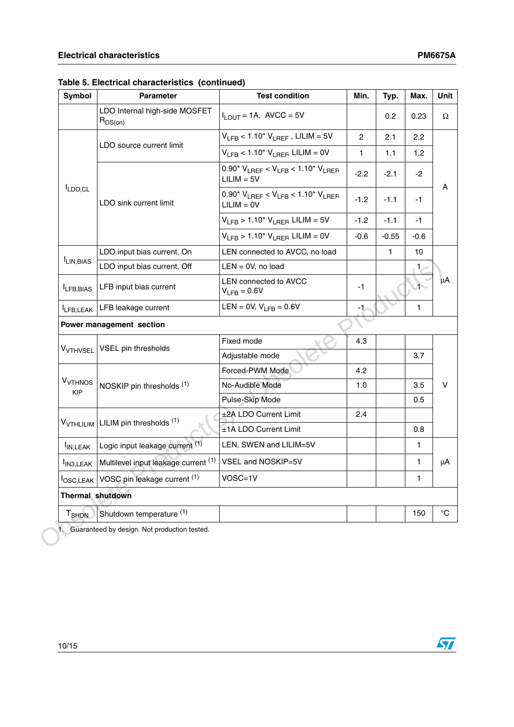**Table 5. Electrical characteristics (continued)**

| Symbol | Parameter | Test condition | Min. | Typ. | Max. | Unit |
|---|---|---|---|---|---|---|
| | LDO Internal high-side MOSFET $R_{DS(on)}$ | $I_{LOUT}$ = 1A, AVCC = 5V | | 0.2 | 0.23 | Ω |
| $I_{LDO,CL}$ | LDO source current limit | $V_{LFB}$ < 1.10* $V_{LREF}$ , LILIM = 5V | 2 | 2.1 | 2.2 | A |
| | | $V_{LFB}$ < 1.10* $V_{LREF}$, LILIM = 0V | 1 | 1.1 | 1.2 | |
| | LDO sink current limit | 0.90* $V_{LREF}$ < $V_{LFB}$ < 1.10* $V_{LREF}$, LILIM = 5V | -2.2 | -2.1 | -2 | |
| | | 0.90* $V_{LREF}$ < $V_{LFB}$ < 1.10* $V_{LREF}$, LILIM = 0V | -1.2 | -1.1 | -1 | |
| | | $V_{LFB}$ > 1.10* $V_{LREF}$, LILIM = 5V | -1.2 | -1.1 | -1 | |
| | | $V_{LFB}$ > 1.10* $V_{LREF}$, LILIM = 0V | -0.6 | -0.55 | -0.6 | |
| $I_{LIN,BIAS}$ | LDO input bias current, On | LEN connected to AVCC, no load | | 1 | 10 | µA |
| | LDO input bias current, Off | LEN = 0V, no load | | | 1 | |
| $I_{LFB,BIAS}$ | LFB input bias current | LEN connected to AVCC $V_{LFB}$ = 0.6V | -1 | | 1 | |
| $I_{LFB,LEAK}$ | LFB leakage current | LEN = 0V, $V_{LFB}$ = 0.6V | -1 | | 1 | |
| **Power management section** | | | | | | |
| $V_{VTHVSEL}$ | VSEL pin thresholds | Fixed mode | 4.3 | | | V |
| | | Adjustable mode | | | 3.7 | |
| $V_{VTHNOSKIP}$ | NOSKIP pin thresholds [1] | Forced-PWM Mode | 4.2 | | | |
| | | No-Audible Mode | 1.0 | | 3.5 | |
| | | Pulse-Skip Mode | | | 0.5 | |
| $V_{VTHLILIM}$ | LILIM pin thresholds [1] | ±2A LDO Current Limit | 2.4 | | | |
| | | ±1A LDO Current Limit | | | 0.8 | |
| $I_{IN,LEAK}$ | Logic input leakage current [1] | LEN, SWEN and LILIM=5V | | | 1 | µA |
| $I_{IN3,LEAK}$ | Multilevel input leakage current [1] | VSEL and NOSKIP=5V | | | 1 | |
| $I_{OSC,LEAK}$ | VOSC pin leakage current [1] | VOSC=1V | | | 1 | |
| **Thermal shutdown** | | | | | | |
| $T_{SHDN}$ | Shutdown temperature [1] | | | | 150 | °C |

1. Guaranteed by design. Not production tested.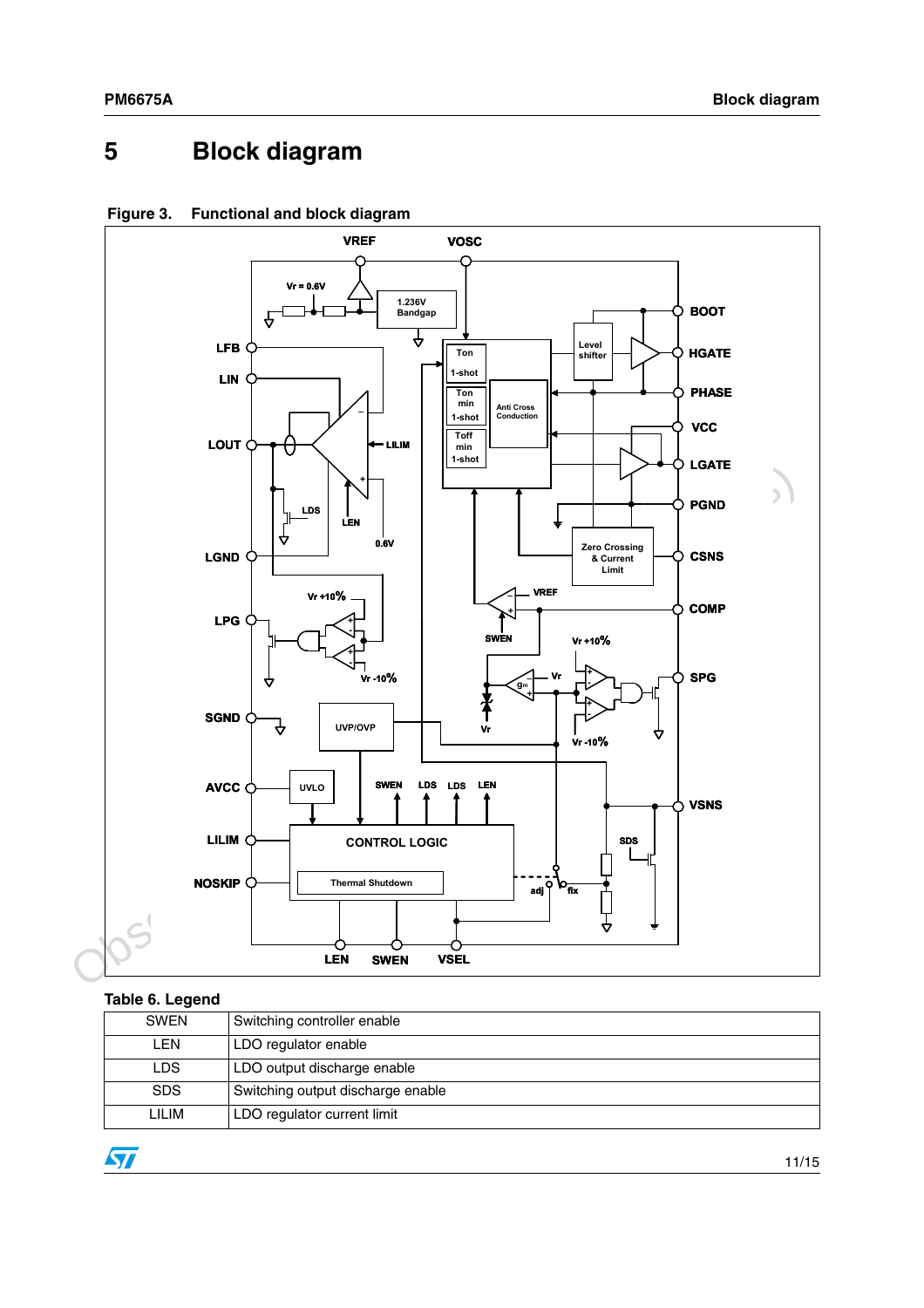# 5 Block diagram

Figure 3. Functional and block diagram

Table 6. Legend

| | |
|---|---|
| SWEN | Switching controller enable |
| LEN | LDO regulator enable |
| LDS | LDO output discharge enable |
| SDS | Switching output discharge enable |
| LILIM | LDO regulator current limit |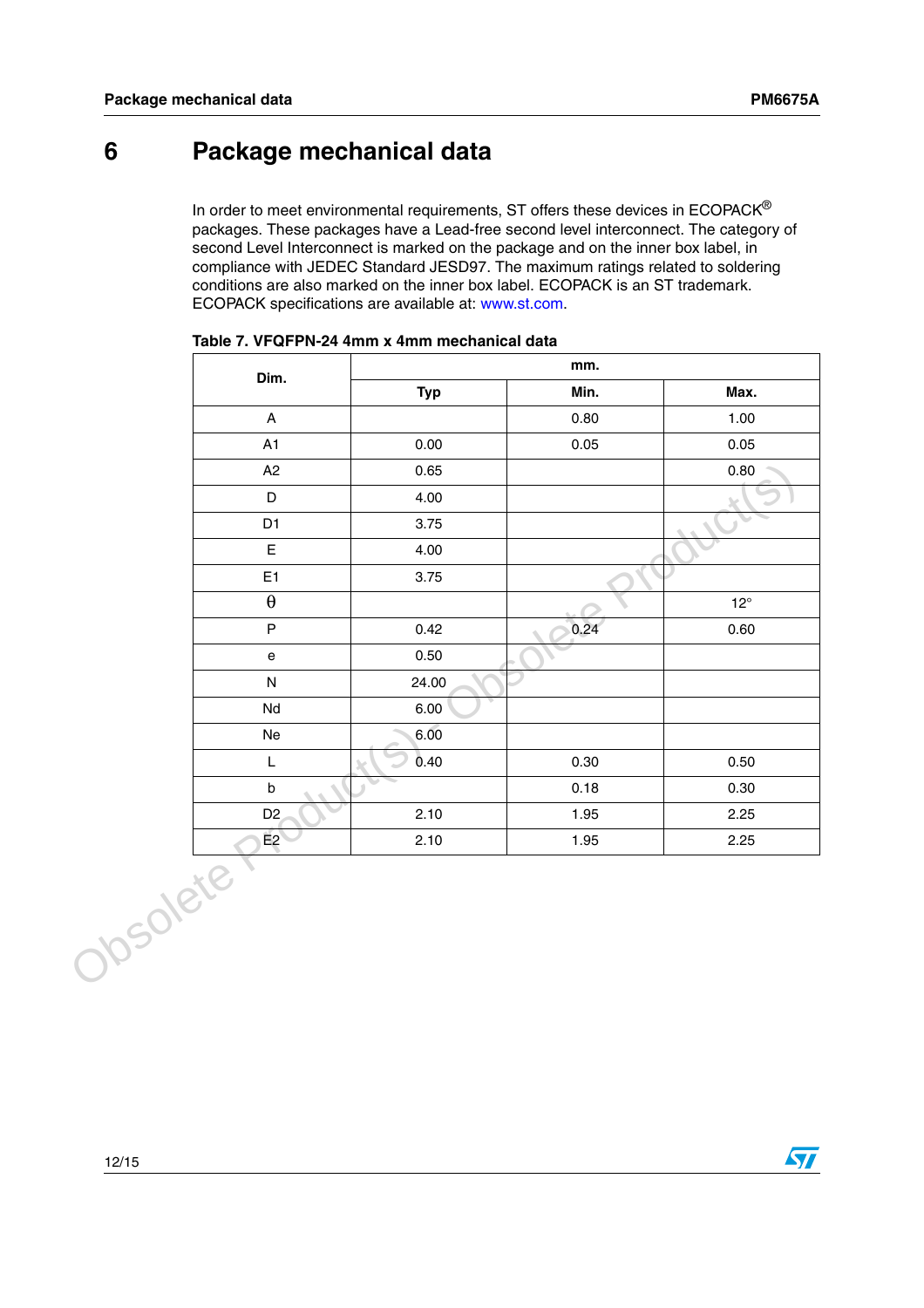# 6 Package mechanical data

In order to meet environmental requirements, ST offers these devices in ECOPACK® packages. These packages have a Lead-free second level interconnect. The category of second Level Interconnect is marked on the package and on the inner box label, in compliance with JEDEC Standard JESD97. The maximum ratings related to soldering conditions are also marked on the inner box label. ECOPACK is an ST trademark. ECOPACK specifications are available at: www.st.com.

**Table 7. VFQFPN-24 4mm x 4mm mechanical data**

| Dim. | mm. | | |
|---|---|---|---|
| | Typ | Min. | Max. |
| A | | 0.80 | 1.00 |
| A1 | 0.00 | 0.05 | 0.05 |
| A2 | 0.65 | | 0.80 |
| D | 4.00 | | |
| D1 | 3.75 | | |
| E | 4.00 | | |
| E1 | 3.75 | | |
| $\theta$ | | | 12° |
| P | 0.42 | 0.24 | 0.60 |
| e | 0.50 | | |
| N | 24.00 | | |
| Nd | 6.00 | | |
| Ne | 6.00 | | |
| L | 0.40 | 0.30 | 0.50 |
| b | | 0.18 | 0.30 |
| D2 | 2.10 | 1.95 | 2.25 |
| E2 | 2.10 | 1.95 | 2.25 |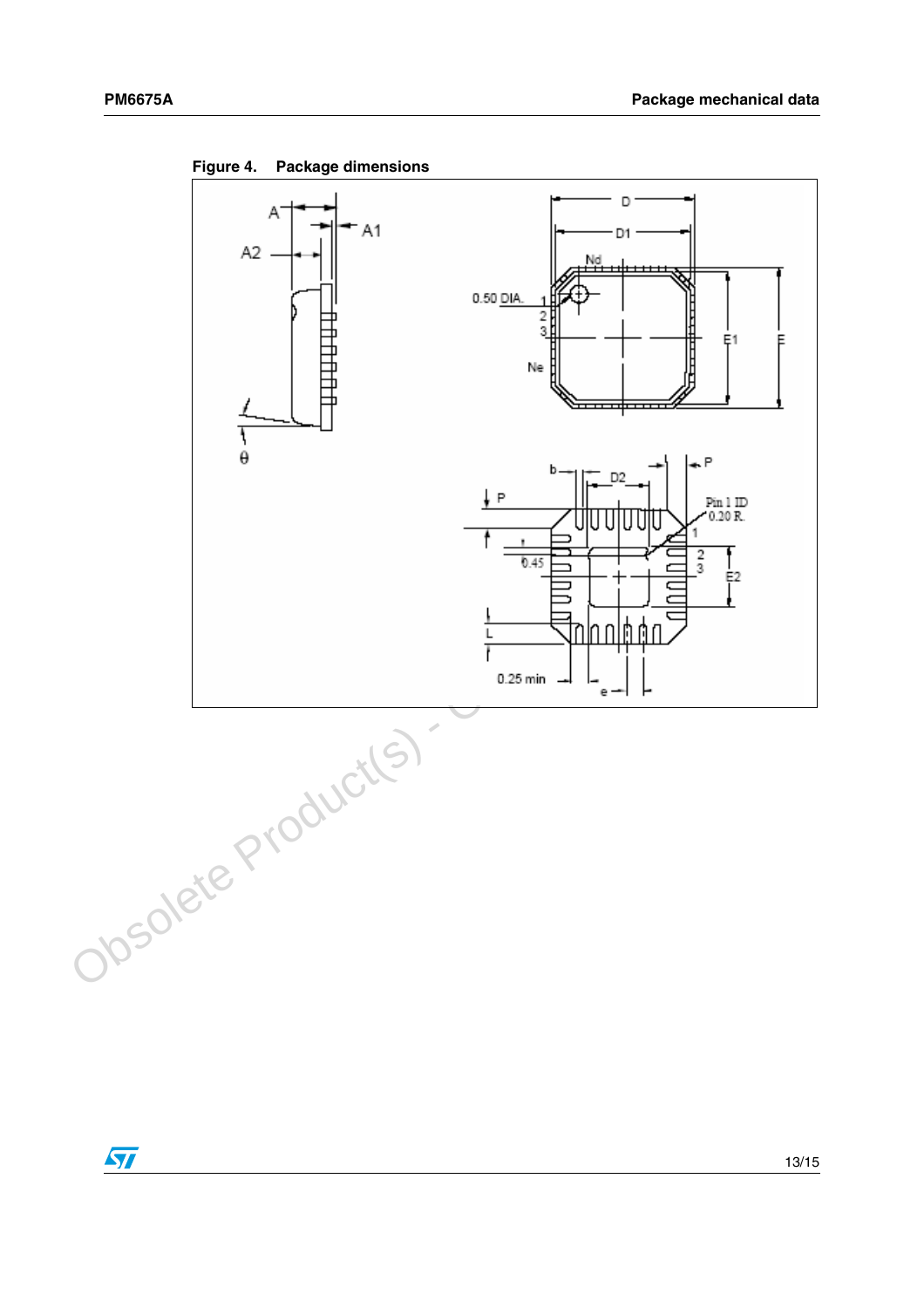Figure 4. Package dimensions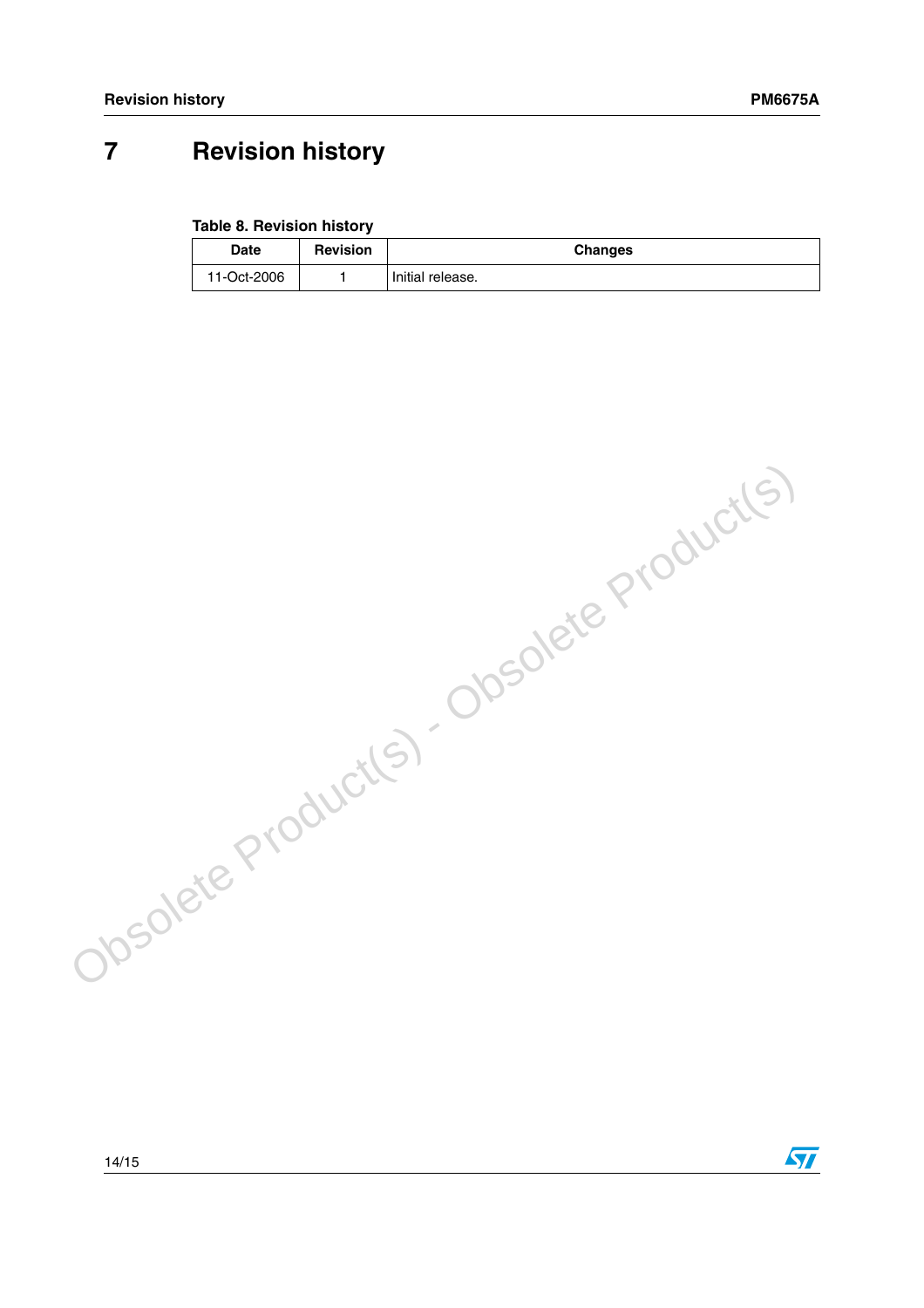# 7 Revision history

**Table 8. Revision history**

| Date | Revision | Changes |
|---|---|---|
| 11-Oct-2006 | 1 | Initial release. |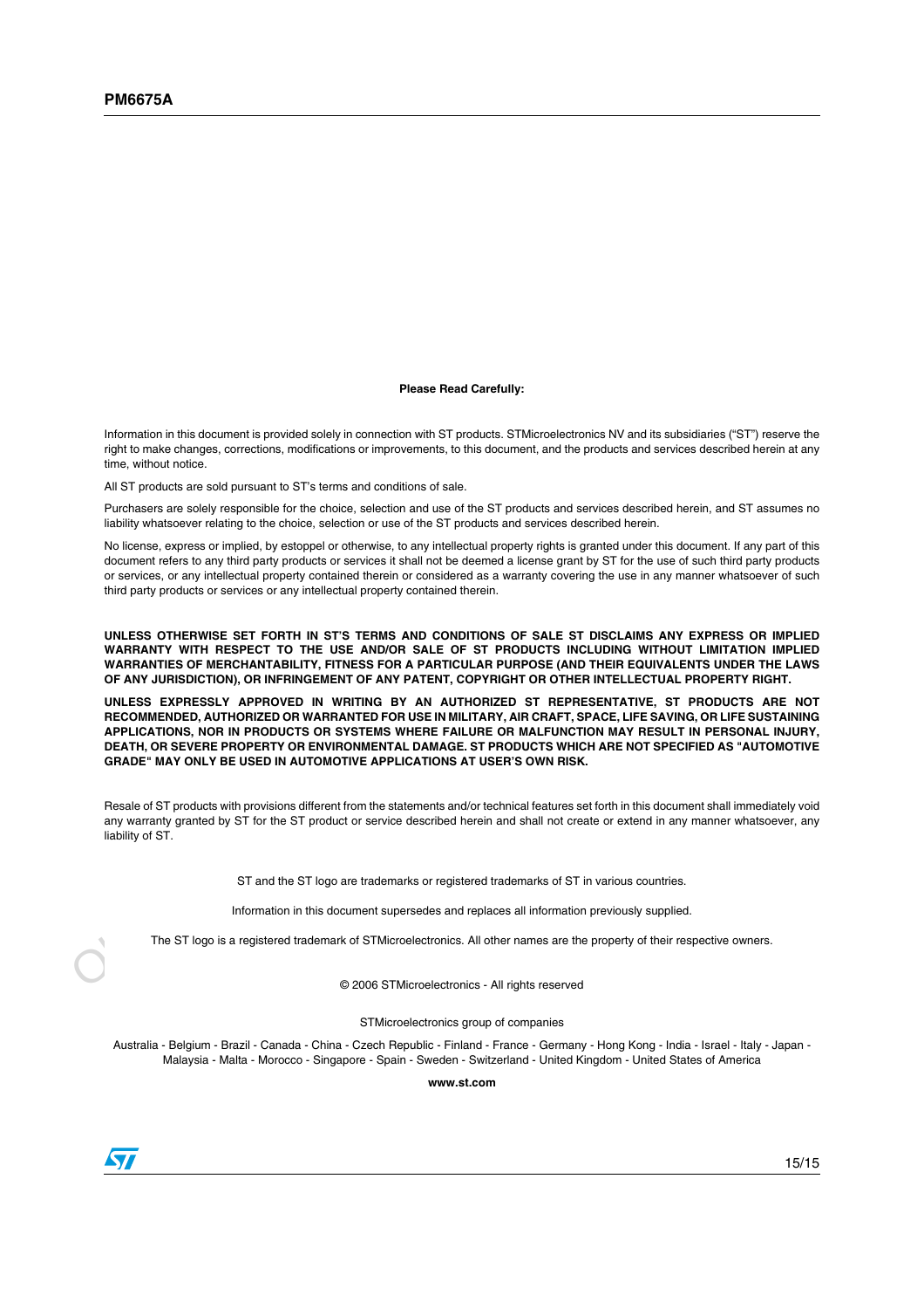**Please Read Carefully:**

Information in this document is provided solely in connection with ST products. STMicroelectronics NV and its subsidiaries (“ST”) reserve the right to make changes, corrections, modifications or improvements, to this document, and the products and services described herein at any time, without notice.

All ST products are sold pursuant to ST’s terms and conditions of sale.

Purchasers are solely responsible for the choice, selection and use of the ST products and services described herein, and ST assumes no liability whatsoever relating to the choice, selection or use of the ST products and services described herein.

No license, express or implied, by estoppel or otherwise, to any intellectual property rights is granted under this document. If any part of this document refers to any third party products or services it shall not be deemed a license grant by ST for the use of such third party products or services, or any intellectual property contained therein or considered as a warranty covering the use in any manner whatsoever of such third party products or services or any intellectual property contained therein.

**UNLESS OTHERWISE SET FORTH IN ST’S TERMS AND CONDITIONS OF SALE ST DISCLAIMS ANY EXPRESS OR IMPLIED WARRANTY WITH RESPECT TO THE USE AND/OR SALE OF ST PRODUCTS INCLUDING WITHOUT LIMITATION IMPLIED WARRANTIES OF MERCHANTABILITY, FITNESS FOR A PARTICULAR PURPOSE (AND THEIR EQUIVALENTS UNDER THE LAWS OF ANY JURISDICTION), OR INFRINGEMENT OF ANY PATENT, COPYRIGHT OR OTHER INTELLECTUAL PROPERTY RIGHT.**

**UNLESS EXPRESSLY APPROVED IN WRITING BY AN AUTHORIZED ST REPRESENTATIVE, ST PRODUCTS ARE NOT RECOMMENDED, AUTHORIZED OR WARRANTED FOR USE IN MILITARY, AIR CRAFT, SPACE, LIFE SAVING, OR LIFE SUSTAINING APPLICATIONS, NOR IN PRODUCTS OR SYSTEMS WHERE FAILURE OR MALFUNCTION MAY RESULT IN PERSONAL INJURY, DEATH, OR SEVERE PROPERTY OR ENVIRONMENTAL DAMAGE. ST PRODUCTS WHICH ARE NOT SPECIFIED AS "AUTOMOTIVE GRADE" MAY ONLY BE USED IN AUTOMOTIVE APPLICATIONS AT USER’S OWN RISK.**

Resale of ST products with provisions different from the statements and/or technical features set forth in this document shall immediately void any warranty granted by ST for the ST product or service described herein and shall not create or extend in any manner whatsoever, any liability of ST.

ST and the ST logo are trademarks or registered trademarks of ST in various countries.

Information in this document supersedes and replaces all information previously supplied.

The ST logo is a registered trademark of STMicroelectronics. All other names are the property of their respective owners.

© 2006 STMicroelectronics - All rights reserved

STMicroelectronics group of companies

Australia - Belgium - Brazil - Canada - China - Czech Republic - Finland - France - Germany - Hong Kong - India - Israel - Italy - Japan - Malaysia - Malta - Morocco - Singapore - Spain - Sweden - Switzerland - United Kingdom - United States of America

**www.st.com**